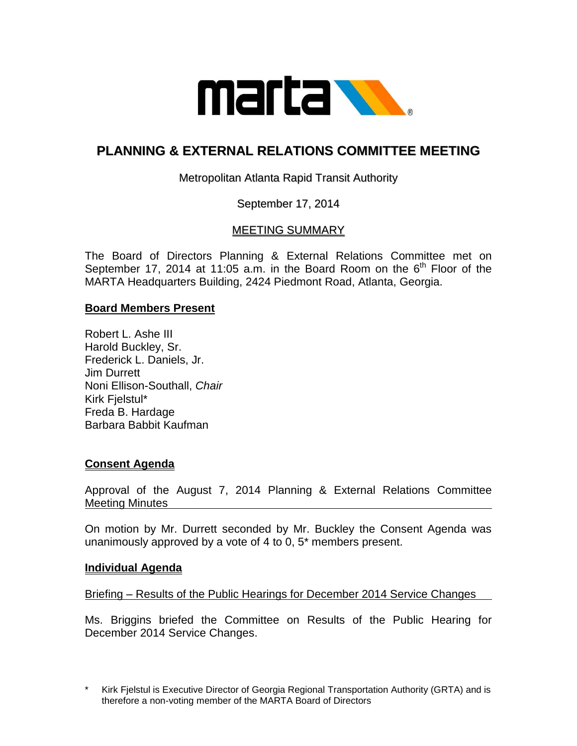# PLANNING & EXTERNAL RELATIONS COMMITTEE MEETING

Metropolitan Atlanta Rapid Transit Authority

September 17, 2014

MEETING SUMMARY

The Board of Directors Planning & External Relations Committee met on September 17, 2014 at 11:05 a.m. in the Board Room on the 6th Floor of the MARTA Headquarters Building, 2424 Piedmont Road, Atlanta, Georgia.

## Board Members Present

Robert L. Ashe III
Harold Buckley, Sr.
Frederick L. Daniels, Jr.
Jim Durrett
Noni Ellison-Southall, *Chair*
Kirk Fjelstul*
Freda B. Hardage
Barbara Babbit Kaufman

## Consent Agenda

Approval of the August 7, 2014 Planning & External Relations Committee Meeting Minutes

On motion by Mr. Durrett seconded by Mr. Buckley the Consent Agenda was unanimously approved by a vote of 4 to 0, 5* members present.

## Individual Agenda

Briefing – Results of the Public Hearings for December 2014 Service Changes

Ms. Briggins briefed the Committee on Results of the Public Hearing for December 2014 Service Changes.

\* Kirk Fjelstul is Executive Director of Georgia Regional Transportation Authority (GRTA) and is therefore a non-voting member of the MARTA Board of Directors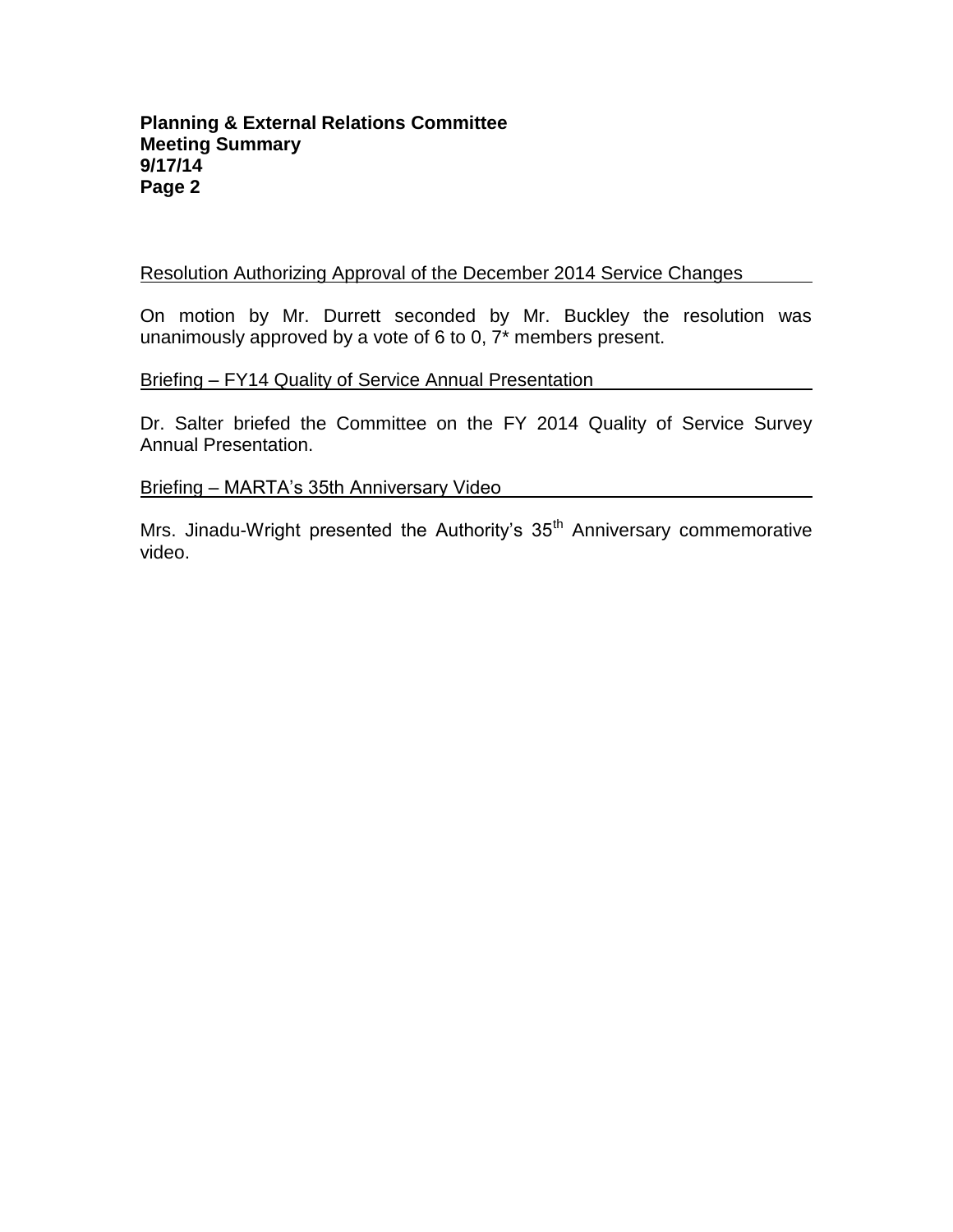Resolution Authorizing Approval of the December 2014 Service Changes

On motion by Mr. Durrett seconded by Mr. Buckley the resolution was unanimously approved by a vote of 6 to 0, 7* members present.

Briefing – FY14 Quality of Service Annual Presentation

Dr. Salter briefed the Committee on the FY 2014 Quality of Service Survey Annual Presentation.

Briefing – MARTA's 35th Anniversary Video

Mrs. Jinadu-Wright presented the Authority's $35^{th}$ Anniversary commemorative video.